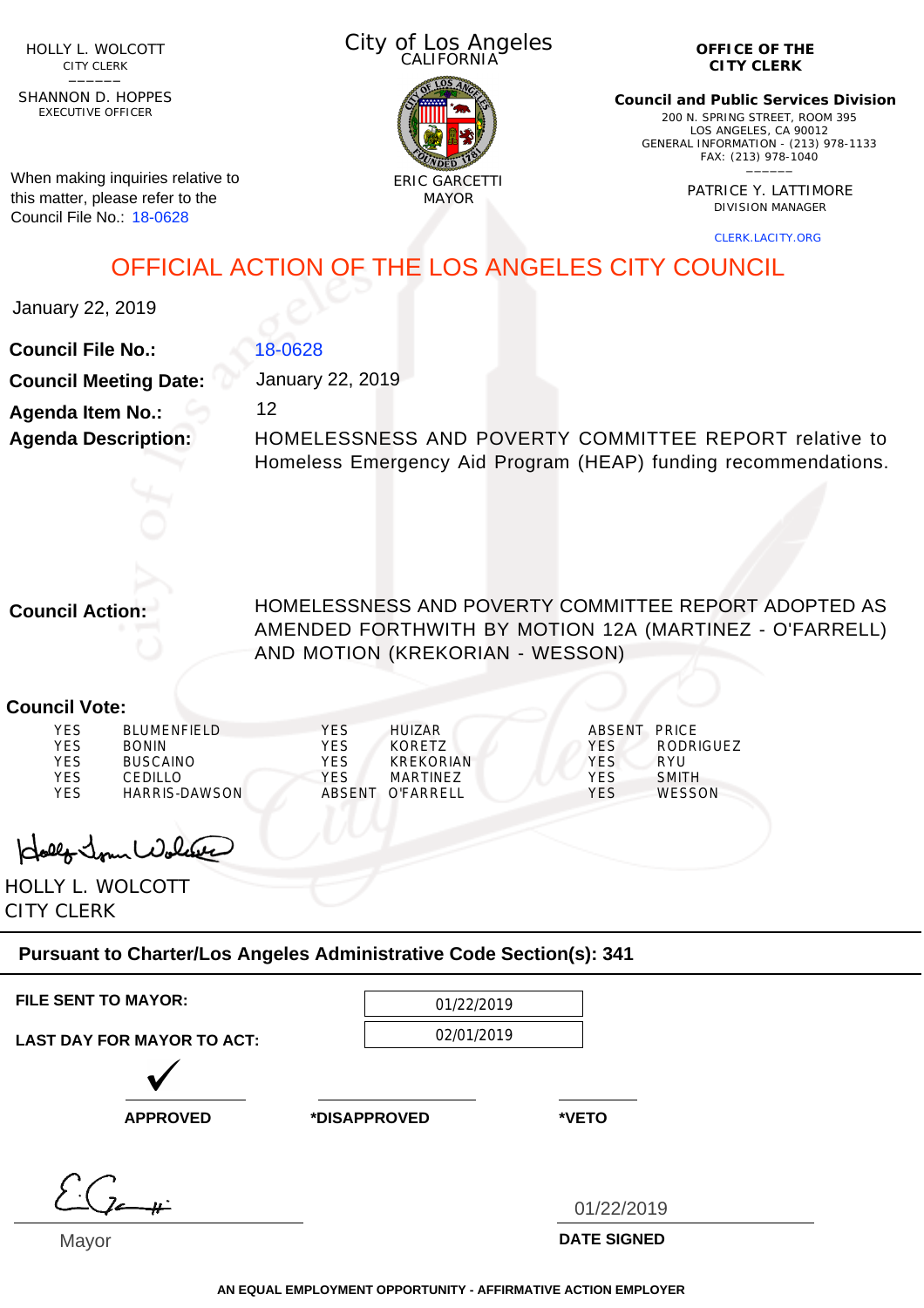HOLLY L. WOLCOTT
CITY CLERK

SHANNON D. HOPPES
EXECUTIVE OFFICER

When making inquiries relative to this matter, please refer to the Council File No.: 18-0628

City of Los Angeles
CALIFORNIA

ERIC GARCETTI
MAYOR

**OFFICE OF THE CITY CLERK**

**Council and Public Services Division**
200 N. SPRING STREET, ROOM 395
LOS ANGELES, CA 90012
GENERAL INFORMATION - (213) 978-1133
FAX: (213) 978-1040

PATRICE Y. LATTIMORE
DIVISION MANAGER

CLERK.LACITY.ORG

# OFFICIAL ACTION OF THE LOS ANGELES CITY COUNCIL

January 22, 2019

**Council File No.:** 18-0628

**Council Meeting Date:** January 22, 2019

**Agenda Item No.:** 12

**Agenda Description:** HOMELESSNESS AND POVERTY COMMITTEE REPORT relative to Homeless Emergency Aid Program (HEAP) funding recommendations.

**Council Action:** HOMELESSNESS AND POVERTY COMMITTEE REPORT ADOPTED AS AMENDED FORTHWITH BY MOTION 12A (MARTINEZ - O'FARRELL) AND MOTION (KREKORIAN - WESSON)

**Council Vote:**

| | | | | | |
|---|---|---|---|---|---|
| YES | BLUMENFIELD | YES | HUIZAR | ABSENT | PRICE |
| YES | BONIN | YES | KORETZ | YES | RODRIGUEZ |
| YES | BUSCAINO | YES | KREKORIAN | YES | RYU |
| YES | CEDILLO | YES | MARTINEZ | YES | SMITH |
| YES | HARRIS-DAWSON | ABSENT | O'FARRELL | YES | WESSON |

HOLLY L. WOLCOTT
CITY CLERK

**Pursuant to Charter/Los Angeles Administrative Code Section(s): 341**

**FILE SENT TO MAYOR:** 01/22/2019

**LAST DAY FOR MAYOR TO ACT:** 02/01/2019

✓ **APPROVED** | **\*DISAPPROVED** | **\*VETO**

Mayor

01/22/2019
**DATE SIGNED**

**AN EQUAL EMPLOYMENT OPPORTUNITY - AFFIRMATIVE ACTION EMPLOYER**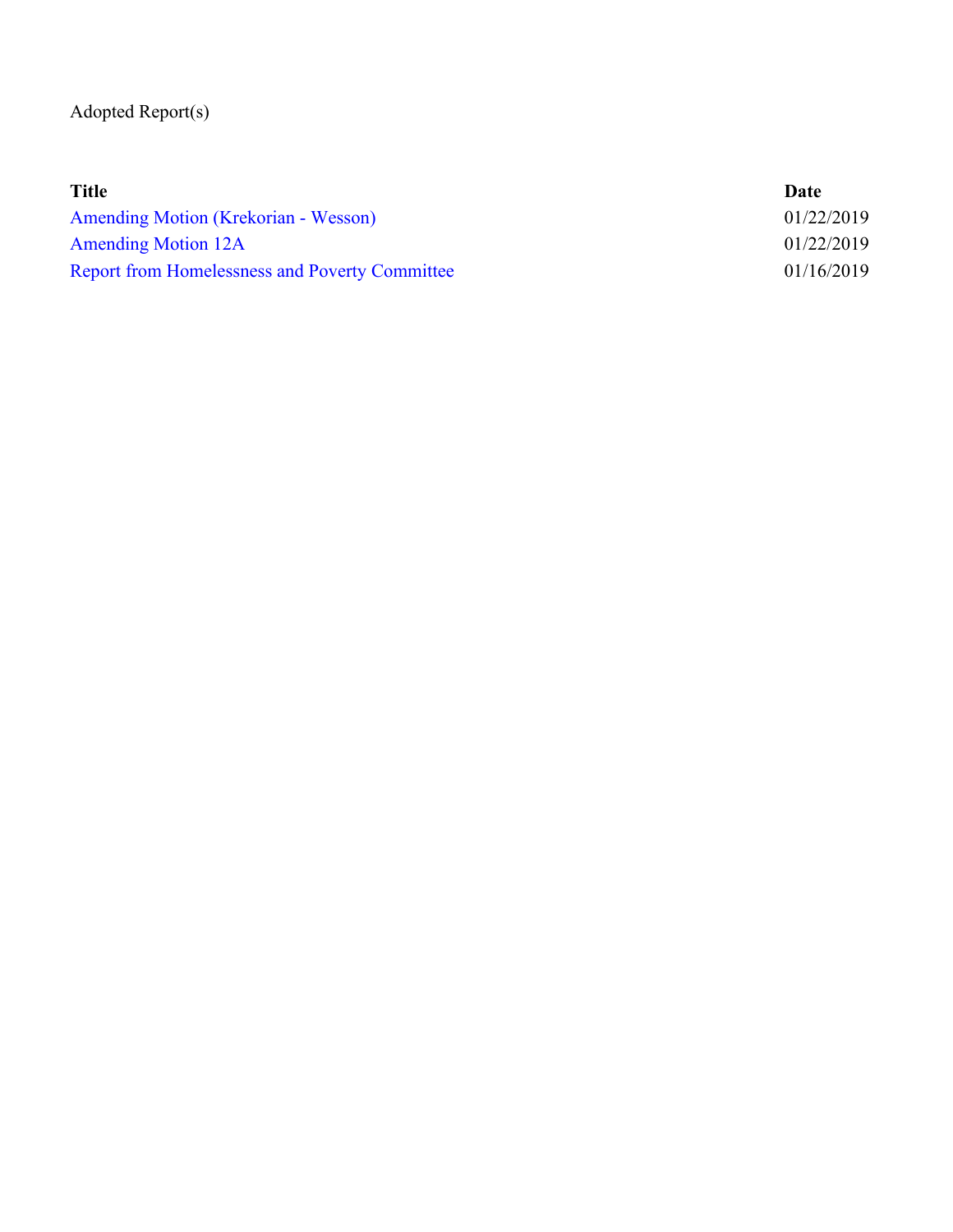Adopted Report(s)

| Title | Date |
| --- | --- |
| Amending Motion (Krekorian - Wesson) | 01/22/2019 |
| Amending Motion 12A | 01/22/2019 |
| Report from Homelessness and Poverty Committee | 01/16/2019 |